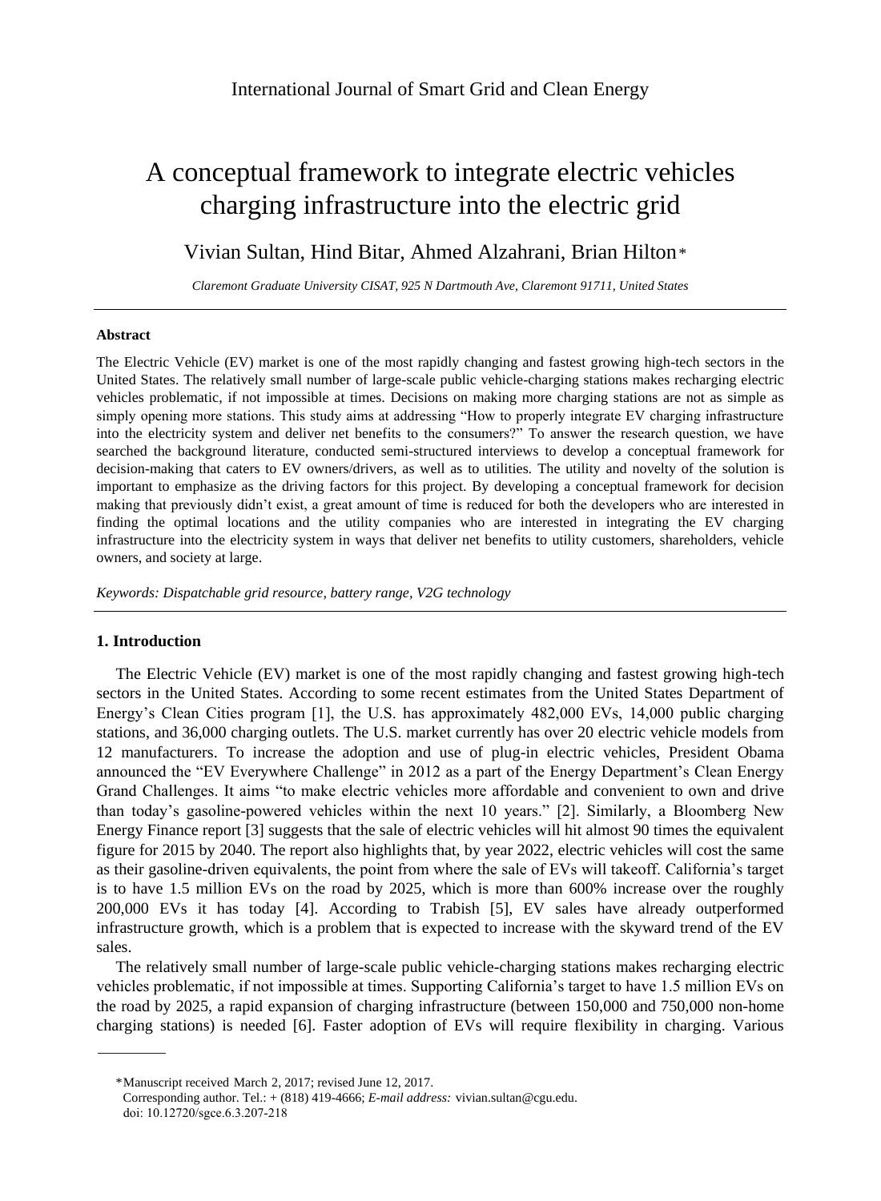# A conceptual framework to integrate electric vehicles charging infrastructure into the electric grid

Vivian Sultan, Hind Bitar, Ahmed Alzahrani, Brian Hilton*

*Claremont Graduate University CISAT, 925 N Dartmouth Ave, Claremont 91711, United States*

---

### Abstract

The Electric Vehicle (EV) market is one of the most rapidly changing and fastest growing high-tech sectors in the United States. The relatively small number of large-scale public vehicle-charging stations makes recharging electric vehicles problematic, if not impossible at times. Decisions on making more charging stations are not as simple as simply opening more stations. This study aims at addressing "How to properly integrate EV charging infrastructure into the electricity system and deliver net benefits to the consumers?" To answer the research question, we have searched the background literature, conducted semi-structured interviews to develop a conceptual framework for decision-making that caters to EV owners/drivers, as well as to utilities. The utility and novelty of the solution is important to emphasize as the driving factors for this project. By developing a conceptual framework for decision making that previously didn't exist, a great amount of time is reduced for both the developers who are interested in finding the optimal locations and the utility companies who are interested in integrating the EV charging infrastructure into the electricity system in ways that deliver net benefits to utility customers, shareholders, vehicle owners, and society at large.

*Keywords: Dispatchable grid resource, battery range, V2G technology*

---

## 1. Introduction

The Electric Vehicle (EV) market is one of the most rapidly changing and fastest growing high-tech sectors in the United States. According to some recent estimates from the United States Department of Energy's Clean Cities program [1], the U.S. has approximately 482,000 EVs, 14,000 public charging stations, and 36,000 charging outlets. The U.S. market currently has over 20 electric vehicle models from 12 manufacturers. To increase the adoption and use of plug-in electric vehicles, President Obama announced the "EV Everywhere Challenge" in 2012 as a part of the Energy Department's Clean Energy Grand Challenges. It aims "to make electric vehicles more affordable and convenient to own and drive than today's gasoline-powered vehicles within the next 10 years." [2]. Similarly, a Bloomberg New Energy Finance report [3] suggests that the sale of electric vehicles will hit almost 90 times the equivalent figure for 2015 by 2040. The report also highlights that, by year 2022, electric vehicles will cost the same as their gasoline-driven equivalents, the point from where the sale of EVs will takeoff. California's target is to have 1.5 million EVs on the road by 2025, which is more than 600% increase over the roughly 200,000 EVs it has today [4]. According to Trabish [5], EV sales have already outperformed infrastructure growth, which is a problem that is expected to increase with the skyward trend of the EV sales.

The relatively small number of large-scale public vehicle-charging stations makes recharging electric vehicles problematic, if not impossible at times. Supporting California's target to have 1.5 million EVs on the road by 2025, a rapid expansion of charging infrastructure (between 150,000 and 750,000 non-home charging stations) is needed [6]. Faster adoption of EVs will require flexibility in charging. Various

---

*Manuscript received March 2, 2017; revised June 12, 2017.
Corresponding author. Tel.: + (818) 419-4666; *E-mail address:* vivian.sultan@cgu.edu.
doi: 10.12720/sgce.6.3.207-218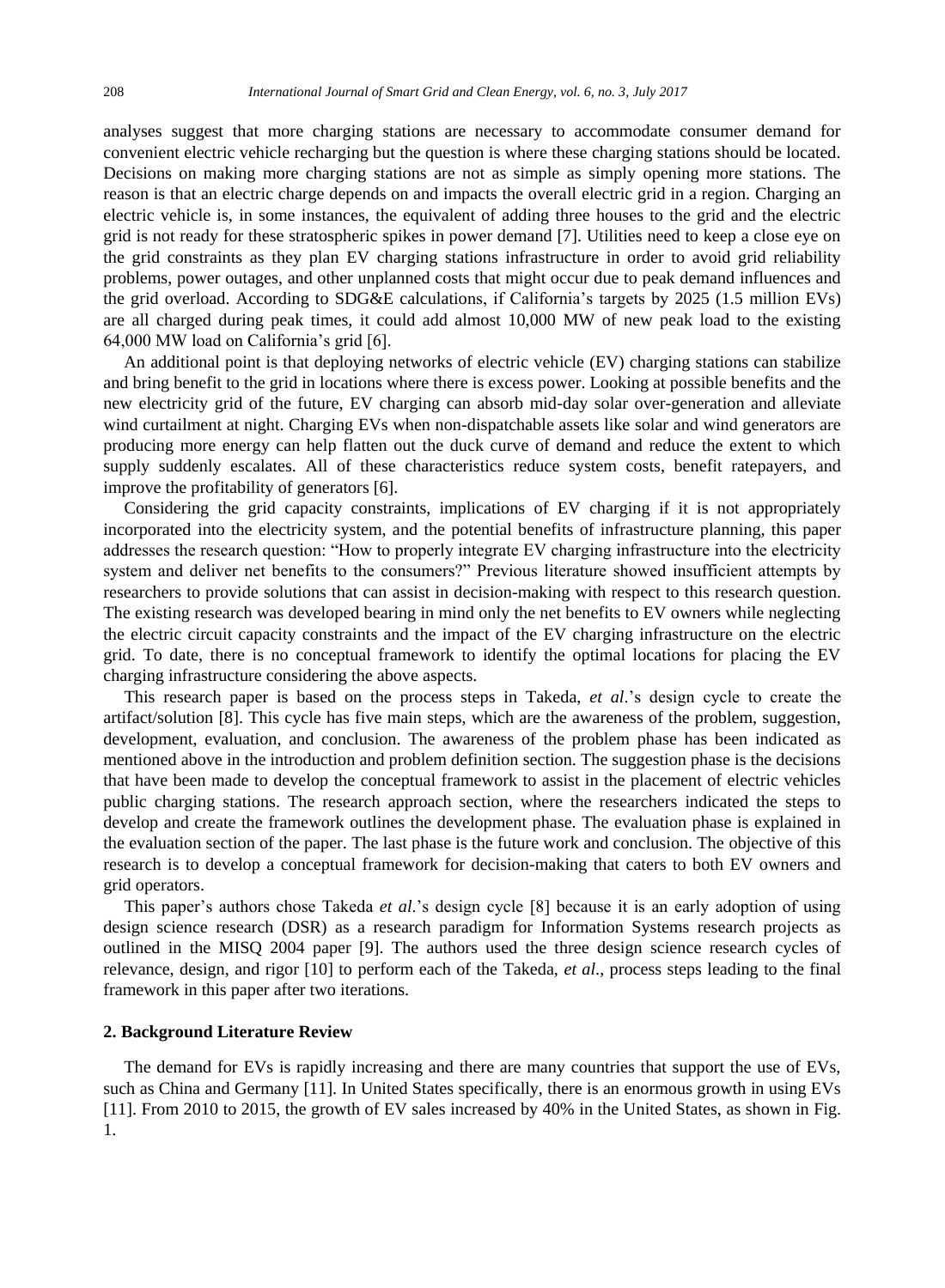analyses suggest that more charging stations are necessary to accommodate consumer demand for convenient electric vehicle recharging but the question is where these charging stations should be located. Decisions on making more charging stations are not as simple as simply opening more stations. The reason is that an electric charge depends on and impacts the overall electric grid in a region. Charging an electric vehicle is, in some instances, the equivalent of adding three houses to the grid and the electric grid is not ready for these stratospheric spikes in power demand [7]. Utilities need to keep a close eye on the grid constraints as they plan EV charging stations infrastructure in order to avoid grid reliability problems, power outages, and other unplanned costs that might occur due to peak demand influences and the grid overload. According to SDG&E calculations, if California's targets by 2025 (1.5 million EVs) are all charged during peak times, it could add almost 10,000 MW of new peak load to the existing 64,000 MW load on California's grid [6].

An additional point is that deploying networks of electric vehicle (EV) charging stations can stabilize and bring benefit to the grid in locations where there is excess power. Looking at possible benefits and the new electricity grid of the future, EV charging can absorb mid-day solar over-generation and alleviate wind curtailment at night. Charging EVs when non-dispatchable assets like solar and wind generators are producing more energy can help flatten out the duck curve of demand and reduce the extent to which supply suddenly escalates. All of these characteristics reduce system costs, benefit ratepayers, and improve the profitability of generators [6].

Considering the grid capacity constraints, implications of EV charging if it is not appropriately incorporated into the electricity system, and the potential benefits of infrastructure planning, this paper addresses the research question: "How to properly integrate EV charging infrastructure into the electricity system and deliver net benefits to the consumers?" Previous literature showed insufficient attempts by researchers to provide solutions that can assist in decision-making with respect to this research question. The existing research was developed bearing in mind only the net benefits to EV owners while neglecting the electric circuit capacity constraints and the impact of the EV charging infrastructure on the electric grid. To date, there is no conceptual framework to identify the optimal locations for placing the EV charging infrastructure considering the above aspects.

This research paper is based on the process steps in Takeda, *et al*.'s design cycle to create the artifact/solution [8]. This cycle has five main steps, which are the awareness of the problem, suggestion, development, evaluation, and conclusion. The awareness of the problem phase has been indicated as mentioned above in the introduction and problem definition section. The suggestion phase is the decisions that have been made to develop the conceptual framework to assist in the placement of electric vehicles public charging stations. The research approach section, where the researchers indicated the steps to develop and create the framework outlines the development phase. The evaluation phase is explained in the evaluation section of the paper. The last phase is the future work and conclusion. The objective of this research is to develop a conceptual framework for decision-making that caters to both EV owners and grid operators.

This paper's authors chose Takeda *et al*.'s design cycle [8] because it is an early adoption of using design science research (DSR) as a research paradigm for Information Systems research projects as outlined in the MISQ 2004 paper [9]. The authors used the three design science research cycles of relevance, design, and rigor [10] to perform each of the Takeda, *et al*., process steps leading to the final framework in this paper after two iterations.

## 2. Background Literature Review

The demand for EVs is rapidly increasing and there are many countries that support the use of EVs, such as China and Germany [11]. In United States specifically, there is an enormous growth in using EVs [11]. From 2010 to 2015, the growth of EV sales increased by 40% in the United States, as shown in Fig. 1.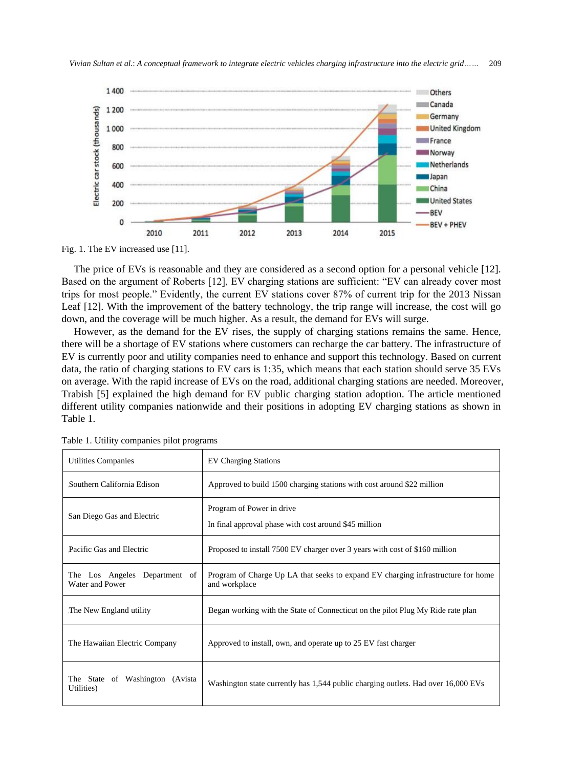Fig. 1. The EV increased use [11].

The price of EVs is reasonable and they are considered as a second option for a personal vehicle [12]. Based on the argument of Roberts [12], EV charging stations are sufficient: "EV can already cover most trips for most people." Evidently, the current EV stations cover 87% of current trip for the 2013 Nissan Leaf [12]. With the improvement of the battery technology, the trip range will increase, the cost will go down, and the coverage will be much higher. As a result, the demand for EVs will surge.

However, as the demand for the EV rises, the supply of charging stations remains the same. Hence, there will be a shortage of EV stations where customers can recharge the car battery. The infrastructure of EV is currently poor and utility companies need to enhance and support this technology. Based on current data, the ratio of charging stations to EV cars is 1:35, which means that each station should serve 35 EVs on average. With the rapid increase of EVs on the road, additional charging stations are needed. Moreover, Trabish [5] explained the high demand for EV public charging station adoption. The article mentioned different utility companies nationwide and their positions in adopting EV charging stations as shown in Table 1.

Table 1. Utility companies pilot programs

| Utilities Companies | EV Charging Stations |
|---|---|
| Southern California Edison | Approved to build 1500 charging stations with cost around $22 million |
| San Diego Gas and Electric | Program of Power in drive<br>In final approval phase with cost around $45 million |
| Pacific Gas and Electric | Proposed to install 7500 EV charger over 3 years with cost of $160 million |
| The Los Angeles Department of Water and Power | Program of Charge Up LA that seeks to expand EV charging infrastructure for home and workplace |
| The New England utility | Began working with the State of Connecticut on the pilot Plug My Ride rate plan |
| The Hawaiian Electric Company | Approved to install, own, and operate up to 25 EV fast charger |
| The State of Washington (Avista Utilities) | Washington state currently has 1,544 public charging outlets. Had over 16,000 EVs |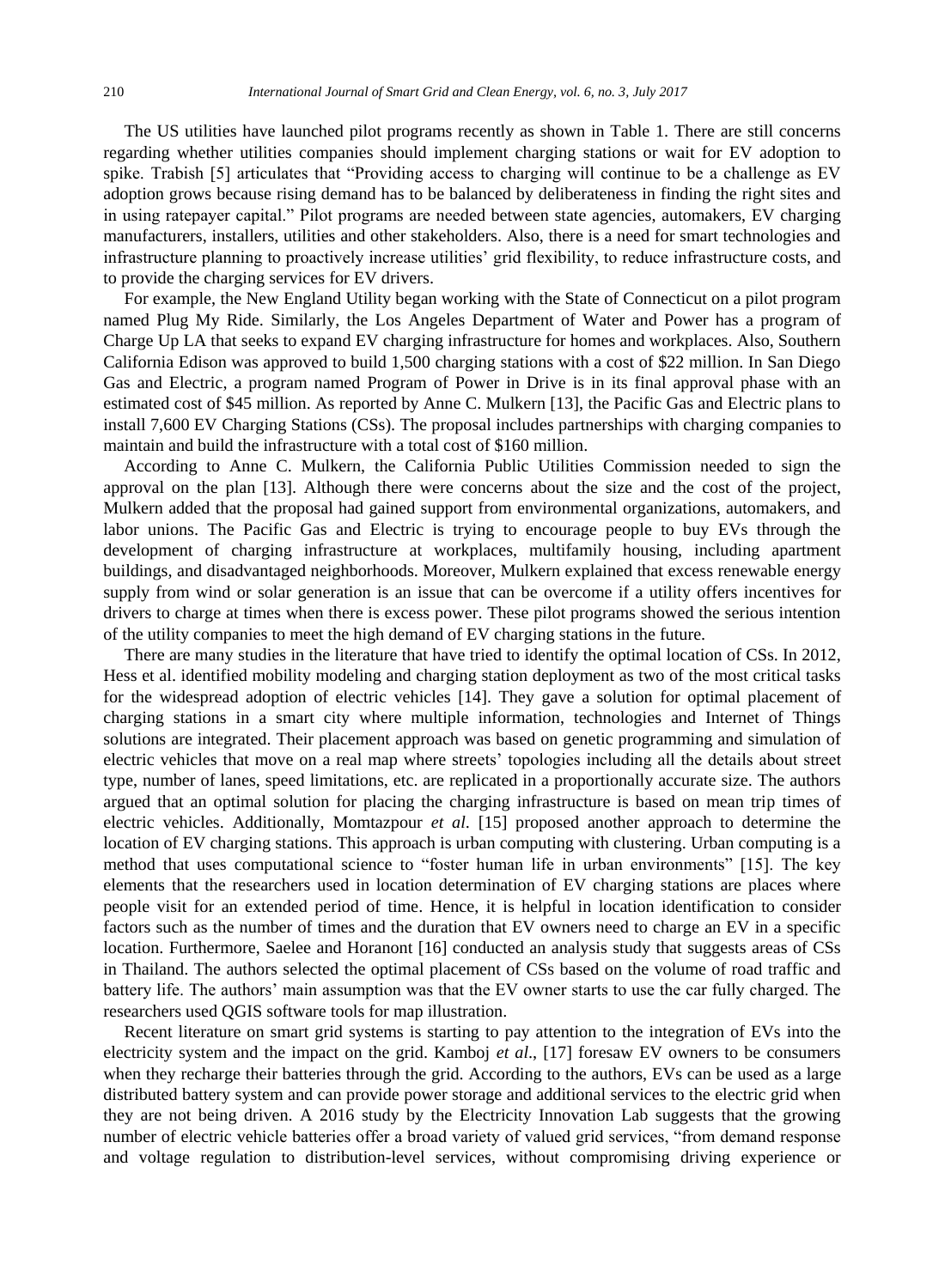The US utilities have launched pilot programs recently as shown in Table 1. There are still concerns regarding whether utilities companies should implement charging stations or wait for EV adoption to spike. Trabish [5] articulates that "Providing access to charging will continue to be a challenge as EV adoption grows because rising demand has to be balanced by deliberateness in finding the right sites and in using ratepayer capital." Pilot programs are needed between state agencies, automakers, EV charging manufacturers, installers, utilities and other stakeholders. Also, there is a need for smart technologies and infrastructure planning to proactively increase utilities' grid flexibility, to reduce infrastructure costs, and to provide the charging services for EV drivers.

For example, the New England Utility began working with the State of Connecticut on a pilot program named Plug My Ride. Similarly, the Los Angeles Department of Water and Power has a program of Charge Up LA that seeks to expand EV charging infrastructure for homes and workplaces. Also, Southern California Edison was approved to build 1,500 charging stations with a cost of $22 million. In San Diego Gas and Electric, a program named Program of Power in Drive is in its final approval phase with an estimated cost of $45 million. As reported by Anne C. Mulkern [13], the Pacific Gas and Electric plans to install 7,600 EV Charging Stations (CSs). The proposal includes partnerships with charging companies to maintain and build the infrastructure with a total cost of $160 million.

According to Anne C. Mulkern, the California Public Utilities Commission needed to sign the approval on the plan [13]. Although there were concerns about the size and the cost of the project, Mulkern added that the proposal had gained support from environmental organizations, automakers, and labor unions. The Pacific Gas and Electric is trying to encourage people to buy EVs through the development of charging infrastructure at workplaces, multifamily housing, including apartment buildings, and disadvantaged neighborhoods. Moreover, Mulkern explained that excess renewable energy supply from wind or solar generation is an issue that can be overcome if a utility offers incentives for drivers to charge at times when there is excess power. These pilot programs showed the serious intention of the utility companies to meet the high demand of EV charging stations in the future.

There are many studies in the literature that have tried to identify the optimal location of CSs. In 2012, Hess et al. identified mobility modeling and charging station deployment as two of the most critical tasks for the widespread adoption of electric vehicles [14]. They gave a solution for optimal placement of charging stations in a smart city where multiple information, technologies and Internet of Things solutions are integrated. Their placement approach was based on genetic programming and simulation of electric vehicles that move on a real map where streets' topologies including all the details about street type, number of lanes, speed limitations, etc. are replicated in a proportionally accurate size. The authors argued that an optimal solution for placing the charging infrastructure is based on mean trip times of electric vehicles. Additionally, Momtazpour *et al.* [15] proposed another approach to determine the location of EV charging stations. This approach is urban computing with clustering. Urban computing is a method that uses computational science to "foster human life in urban environments" [15]. The key elements that the researchers used in location determination of EV charging stations are places where people visit for an extended period of time. Hence, it is helpful in location identification to consider factors such as the number of times and the duration that EV owners need to charge an EV in a specific location. Furthermore, Saelee and Horanont [16] conducted an analysis study that suggests areas of CSs in Thailand. The authors selected the optimal placement of CSs based on the volume of road traffic and battery life. The authors' main assumption was that the EV owner starts to use the car fully charged. The researchers used QGIS software tools for map illustration.

Recent literature on smart grid systems is starting to pay attention to the integration of EVs into the electricity system and the impact on the grid. Kamboj *et al*., [17] foresaw EV owners to be consumers when they recharge their batteries through the grid. According to the authors, EVs can be used as a large distributed battery system and can provide power storage and additional services to the electric grid when they are not being driven. A 2016 study by the Electricity Innovation Lab suggests that the growing number of electric vehicle batteries offer a broad variety of valued grid services, "from demand response and voltage regulation to distribution-level services, without compromising driving experience or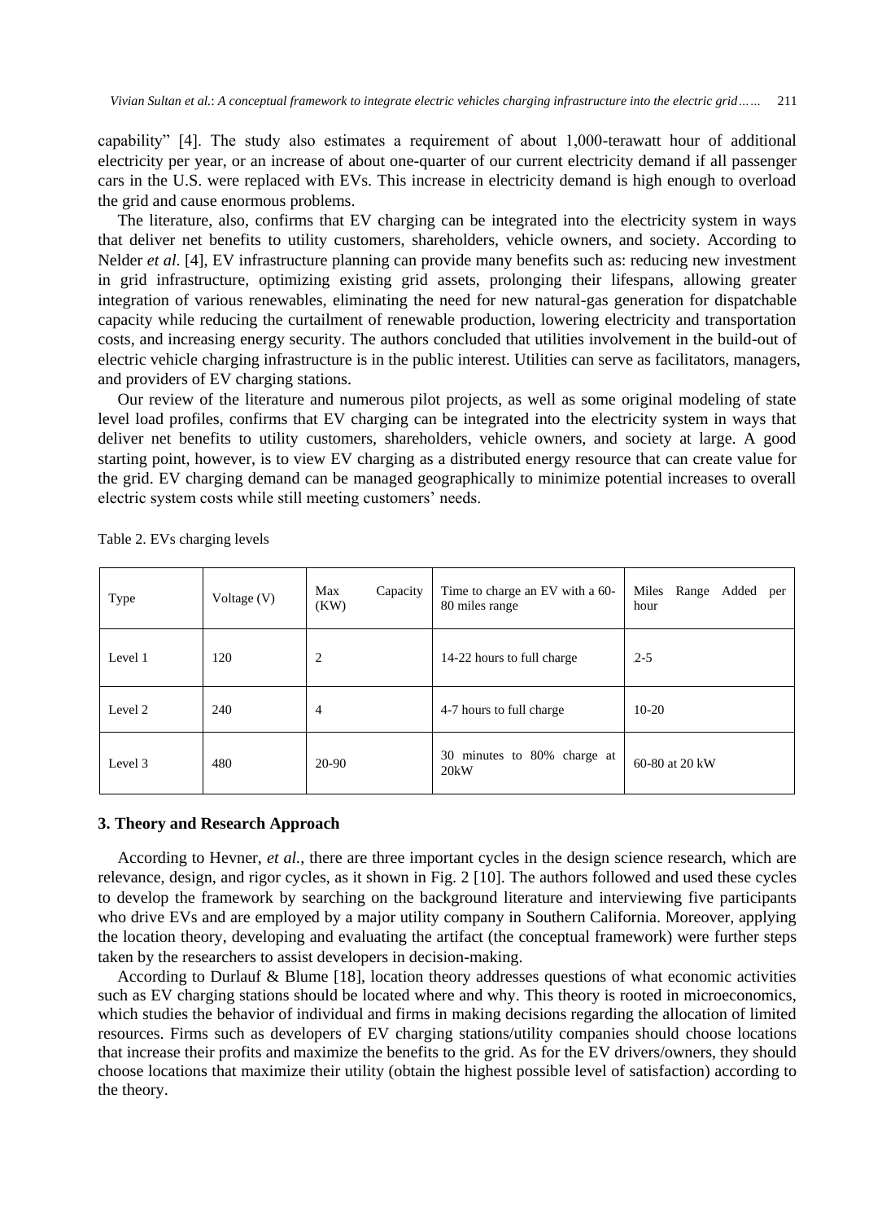capability" [4]. The study also estimates a requirement of about 1,000-terawatt hour of additional electricity per year, or an increase of about one-quarter of our current electricity demand if all passenger cars in the U.S. were replaced with EVs. This increase in electricity demand is high enough to overload the grid and cause enormous problems.

The literature, also, confirms that EV charging can be integrated into the electricity system in ways that deliver net benefits to utility customers, shareholders, vehicle owners, and society. According to Nelder *et al*. [4], EV infrastructure planning can provide many benefits such as: reducing new investment in grid infrastructure, optimizing existing grid assets, prolonging their lifespans, allowing greater integration of various renewables, eliminating the need for new natural-gas generation for dispatchable capacity while reducing the curtailment of renewable production, lowering electricity and transportation costs, and increasing energy security. The authors concluded that utilities involvement in the build-out of electric vehicle charging infrastructure is in the public interest. Utilities can serve as facilitators, managers, and providers of EV charging stations.

Our review of the literature and numerous pilot projects, as well as some original modeling of state level load profiles, confirms that EV charging can be integrated into the electricity system in ways that deliver net benefits to utility customers, shareholders, vehicle owners, and society at large. A good starting point, however, is to view EV charging as a distributed energy resource that can create value for the grid. EV charging demand can be managed geographically to minimize potential increases to overall electric system costs while still meeting customers' needs.

Table 2. EVs charging levels

| Type | Voltage (V) | Max Capacity (KW) | Time to charge an EV with a 60-80 miles range | Miles Range Added per hour |
|---|---|---|---|---|
| Level 1 | 120 | 2 | 14-22 hours to full charge | 2-5 |
| Level 2 | 240 | 4 | 4-7 hours to full charge | 10-20 |
| Level 3 | 480 | 20-90 | 30 minutes to 80% charge at 20kW | 60-80 at 20 kW |

## 3. Theory and Research Approach

According to Hevner, *et al.*, there are three important cycles in the design science research, which are relevance, design, and rigor cycles, as it shown in Fig. 2 [10]. The authors followed and used these cycles to develop the framework by searching on the background literature and interviewing five participants who drive EVs and are employed by a major utility company in Southern California. Moreover, applying the location theory, developing and evaluating the artifact (the conceptual framework) were further steps taken by the researchers to assist developers in decision-making.

According to Durlauf & Blume [18], location theory addresses questions of what economic activities such as EV charging stations should be located where and why. This theory is rooted in microeconomics, which studies the behavior of individual and firms in making decisions regarding the allocation of limited resources. Firms such as developers of EV charging stations/utility companies should choose locations that increase their profits and maximize the benefits to the grid. As for the EV drivers/owners, they should choose locations that maximize their utility (obtain the highest possible level of satisfaction) according to the theory.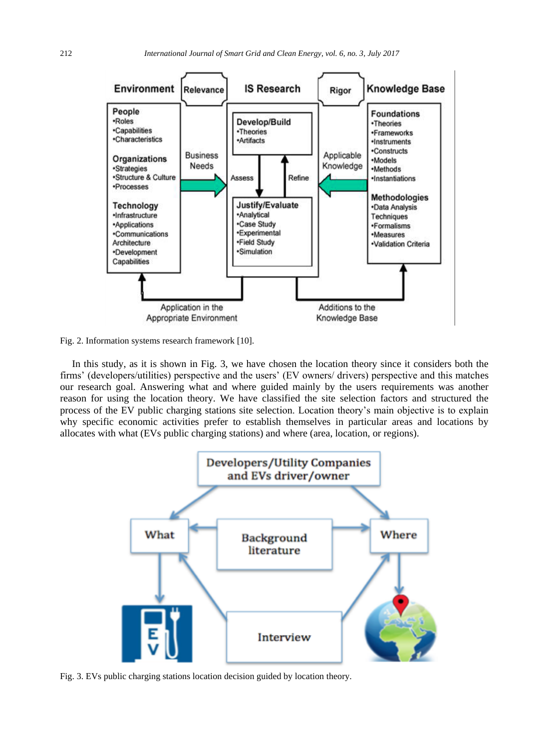Fig. 2. Information systems research framework [10].

In this study, as it is shown in Fig. 3, we have chosen the location theory since it considers both the firms' (developers/utilities) perspective and the users' (EV owners/ drivers) perspective and this matches our research goal. Answering what and where guided mainly by the users requirements was another reason for using the location theory. We have classified the site selection factors and structured the process of the EV public charging stations site selection. Location theory's main objective is to explain why specific economic activities prefer to establish themselves in particular areas and locations by allocates with what (EVs public charging stations) and where (area, location, or regions).

Fig. 3. EVs public charging stations location decision guided by location theory.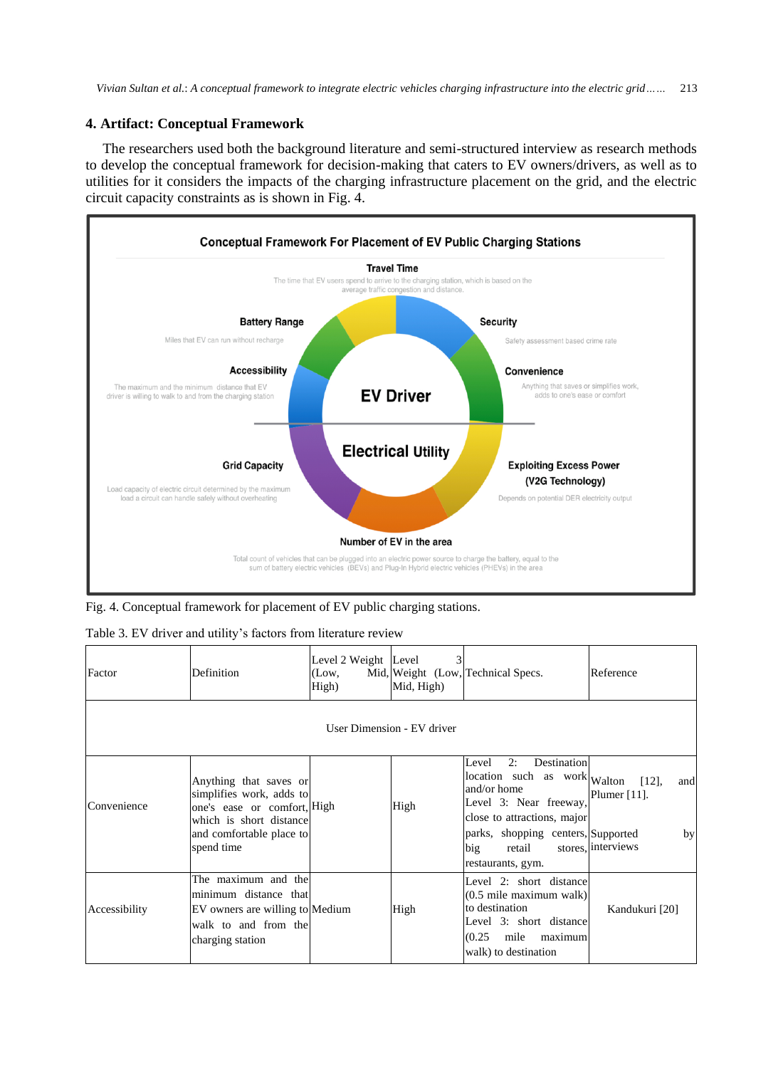## 4. Artifact: Conceptual Framework

The researchers used both the background literature and semi-structured interview as research methods to develop the conceptual framework for decision-making that caters to EV owners/drivers, as well as to utilities for it considers the impacts of the charging infrastructure placement on the grid, and the electric circuit capacity constraints as is shown in Fig. 4.

Fig. 4. Conceptual framework for placement of EV public charging stations.

Table 3. EV driver and utility's factors from literature review

| Factor | Definition | Level 2 Weight (Low, Mid, High) | Level 3 Weight (Low, Mid, High) | Technical Specs. | Reference |
|---|---|---|---|---|---|
| User Dimension - EV driver | | | | | |
| Convenience | Anything that saves or simplifies work, adds to one's ease or comfort, which is short distance and comfortable place to spend time | High | High | Level 2: Destination location such as work and/or home<br>Level 3: Near freeway, close to attractions, major parks, shopping centers, big retail stores, restaurants, gym. | Walton [12], and Plumer [11].<br>Supported by interviews |
| Accessibility | The maximum and the minimum distance that EV owners are willing to walk to and from the charging station | Medium | High | Level 2: short distance (0.5 mile maximum walk) to destination<br>Level 3: short distance (0.25 mile maximum walk) to destination | Kandukuri [20] |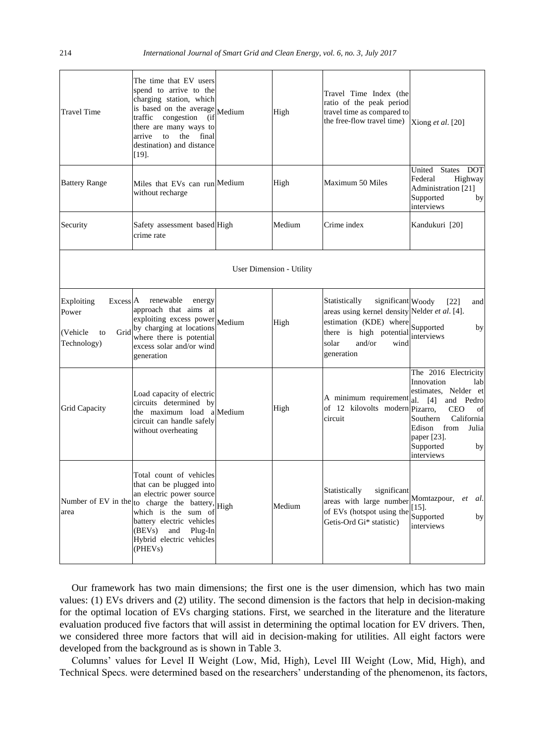| | | | | | |
|---|---|---|---|---|---|
| Travel Time | The time that EV users spend to arrive to the charging station, which is based on the average traffic congestion (if there are many ways to arrive to the final destination) and distance [19]. | Medium | High | Travel Time Index (the ratio of the peak period travel time as compared to the free-flow travel time) | Xiong *et al*. [20] |
| Battery Range | Miles that EVs can run without recharge | Medium | High | Maximum 50 Miles | United States DOT Federal Highway Administration [21] Supported by interviews |
| Security | Safety assessment based crime rate | High | Medium | Crime index | Kandukuri [20] |
| User Dimension - Utility | | | | | |
| Exploiting Excess Power (Vehicle to Grid Technology) | A renewable energy approach that aims at exploiting excess power by charging at locations where there is potential excess solar and/or wind generation | Medium | High | Statistically significant areas using kernel density estimation (KDE) where there is high potential solar and/or wind generation | Woody [22] and Nelder *et al*. [4]. Supported by interviews |
| Grid Capacity | Load capacity of electric circuits determined by the maximum load a circuit can handle safely without overheating | Medium | High | A minimum requirement of 12 kilovolts modern circuit | The 2016 Electricity Innovation lab estimates, Nelder et al. [4] and Pedro Pizarro, CEO of Southern California Edison from Julia paper [23]. Supported by interviews |
| Number of EV in the area | Total count of vehicles that can be plugged into an electric power source to charge the battery, which is the sum of battery electric vehicles (BEVs) and Plug-In Hybrid electric vehicles (PHEVs) | High | Medium | Statistically significant areas with large number of EVs (hotspot using the Getis-Ord Gi* statistic) | Momtazpour, *et al*. [15]. Supported by interviews |

Our framework has two main dimensions; the first one is the user dimension, which has two main values: (1) EVs drivers and (2) utility. The second dimension is the factors that help in decision-making for the optimal location of EVs charging stations. First, we searched in the literature and the literature evaluation produced five factors that will assist in determining the optimal location for EV drivers. Then, we considered three more factors that will aid in decision-making for utilities. All eight factors were developed from the background as is shown in Table 3.

Columns' values for Level II Weight (Low, Mid, High), Level III Weight (Low, Mid, High), and Technical Specs. were determined based on the researchers' understanding of the phenomenon, its factors,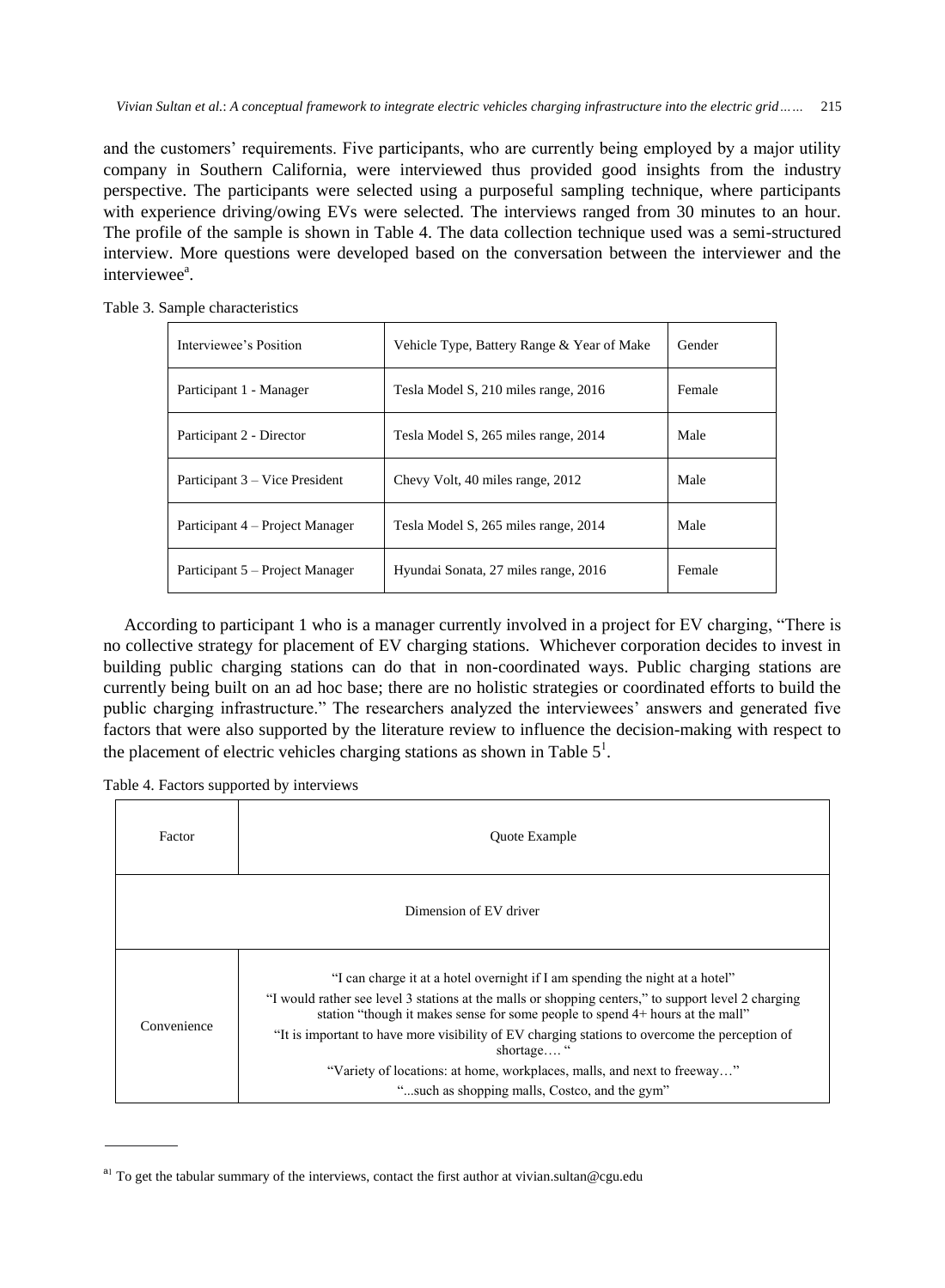and the customers' requirements. Five participants, who are currently being employed by a major utility company in Southern California, were interviewed thus provided good insights from the industry perspective. The participants were selected using a purposeful sampling technique, where participants with experience driving/owing EVs were selected. The interviews ranged from 30 minutes to an hour. The profile of the sample is shown in Table 4. The data collection technique used was a semi-structured interview. More questions were developed based on the conversation between the interviewer and the interviewee[a].

Table 3. Sample characteristics

| Interviewee's Position | Vehicle Type, Battery Range & Year of Make | Gender |
|---|---|---|
| Participant 1 - Manager | Tesla Model S, 210 miles range, 2016 | Female |
| Participant 2 - Director | Tesla Model S, 265 miles range, 2014 | Male |
| Participant 3 – Vice President | Chevy Volt, 40 miles range, 2012 | Male |
| Participant 4 – Project Manager | Tesla Model S, 265 miles range, 2014 | Male |
| Participant 5 – Project Manager | Hyundai Sonata, 27 miles range, 2016 | Female |

According to participant 1 who is a manager currently involved in a project for EV charging, "There is no collective strategy for placement of EV charging stations. Whichever corporation decides to invest in building public charging stations can do that in non-coordinated ways. Public charging stations are currently being built on an ad hoc base; there are no holistic strategies or coordinated efforts to build the public charging infrastructure." The researchers analyzed the interviewees' answers and generated five factors that were also supported by the literature review to influence the decision-making with respect to the placement of electric vehicles charging stations as shown in Table 5[1].

Table 4. Factors supported by interviews

| Factor | Quote Example |
|---|---|
| Dimension of EV driver | |
| Convenience | "I can charge it at a hotel overnight if I am spending the night at a hotel"<br>"I would rather see level 3 stations at the malls or shopping centers," to support level 2 charging station "though it makes sense for some people to spend 4+ hours at the mall"<br>"It is important to have more visibility of EV charging stations to overcome the perception of shortage.... "<br>"Variety of locations: at home, workplaces, malls, and next to freeway..."<br>"...such as shopping malls, Costco, and the gym" |

[a1] To get the tabular summary of the interviews, contact the first author at vivian.sultan@cgu.edu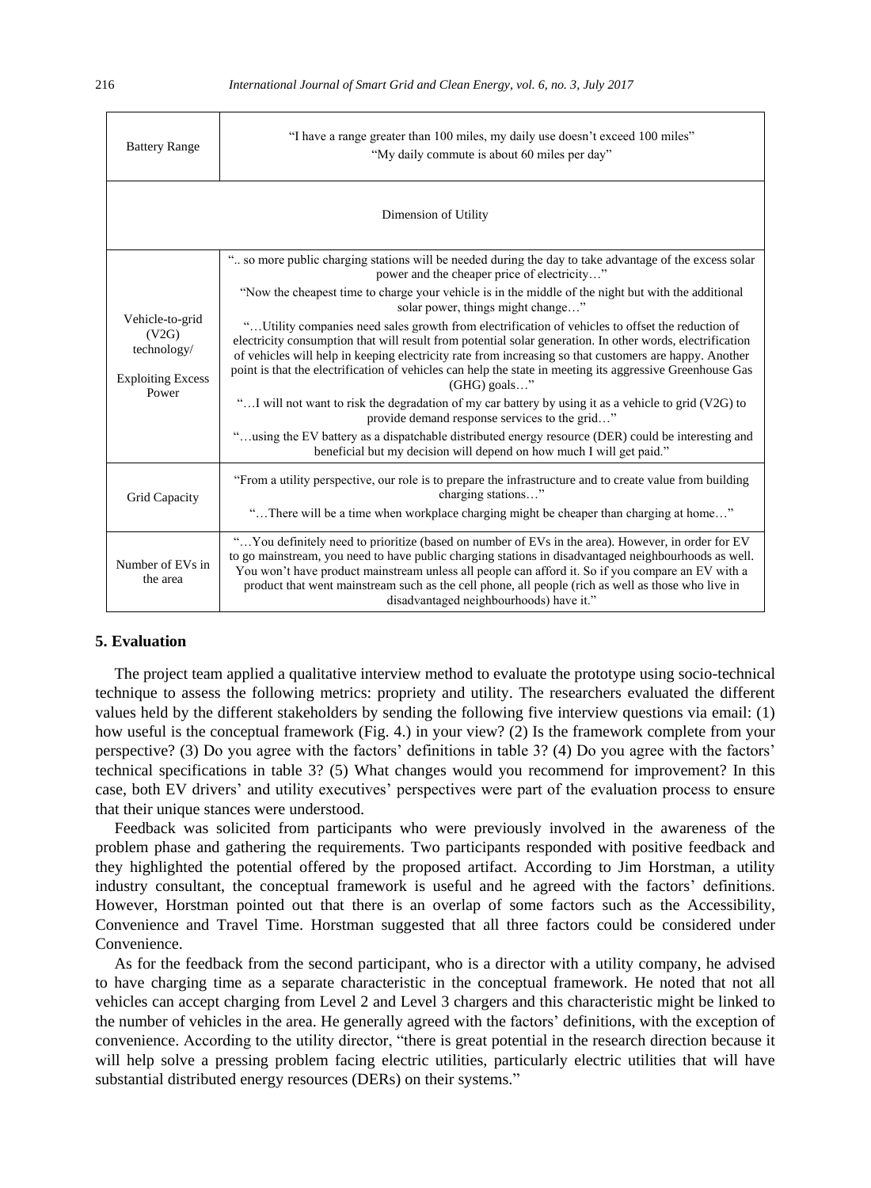| Battery Range | "I have a range greater than 100 miles, my daily use doesn't exceed 100 miles"<br>"My daily commute is about 60 miles per day" |
|---|---|
| Dimension of Utility | |
| Vehicle-to-grid (V2G) technology/<br><br>Exploiting Excess Power | ".. so more public charging stations will be needed during the day to take advantage of the excess solar power and the cheaper price of electricity…"<br>"Now the cheapest time to charge your vehicle is in the middle of the night but with the additional solar power, things might change…"<br>"…Utility companies need sales growth from electrification of vehicles to offset the reduction of electricity consumption that will result from potential solar generation. In other words, electrification of vehicles will help in keeping electricity rate from increasing so that customers are happy. Another point is that the electrification of vehicles can help the state in meeting its aggressive Greenhouse Gas (GHG) goals…"<br>"…I will not want to risk the degradation of my car battery by using it as a vehicle to grid (V2G) to provide demand response services to the grid…"<br>"…using the EV battery as a dispatchable distributed energy resource (DER) could be interesting and beneficial but my decision will depend on how much I will get paid." |
| Grid Capacity | "From a utility perspective, our role is to prepare the infrastructure and to create value from building charging stations…"<br>"…There will be a time when workplace charging might be cheaper than charging at home…" |
| Number of EVs in the area | "…You definitely need to prioritize (based on number of EVs in the area). However, in order for EV to go mainstream, you need to have public charging stations in disadvantaged neighbourhoods as well. You won't have product mainstream unless all people can afford it. So if you compare an EV with a product that went mainstream such as the cell phone, all people (rich as well as those who live in disadvantaged neighbourhoods) have it." |

## 5. Evaluation

The project team applied a qualitative interview method to evaluate the prototype using socio-technical technique to assess the following metrics: propriety and utility. The researchers evaluated the different values held by the different stakeholders by sending the following five interview questions via email: (1) how useful is the conceptual framework (Fig. 4.) in your view? (2) Is the framework complete from your perspective? (3) Do you agree with the factors' definitions in table 3? (4) Do you agree with the factors' technical specifications in table 3? (5) What changes would you recommend for improvement? In this case, both EV drivers' and utility executives' perspectives were part of the evaluation process to ensure that their unique stances were understood.

Feedback was solicited from participants who were previously involved in the awareness of the problem phase and gathering the requirements. Two participants responded with positive feedback and they highlighted the potential offered by the proposed artifact. According to Jim Horstman, a utility industry consultant, the conceptual framework is useful and he agreed with the factors' definitions. However, Horstman pointed out that there is an overlap of some factors such as the Accessibility, Convenience and Travel Time. Horstman suggested that all three factors could be considered under Convenience.

As for the feedback from the second participant, who is a director with a utility company, he advised to have charging time as a separate characteristic in the conceptual framework. He noted that not all vehicles can accept charging from Level 2 and Level 3 chargers and this characteristic might be linked to the number of vehicles in the area. He generally agreed with the factors' definitions, with the exception of convenience. According to the utility director, "there is great potential in the research direction because it will help solve a pressing problem facing electric utilities, particularly electric utilities that will have substantial distributed energy resources (DERs) on their systems."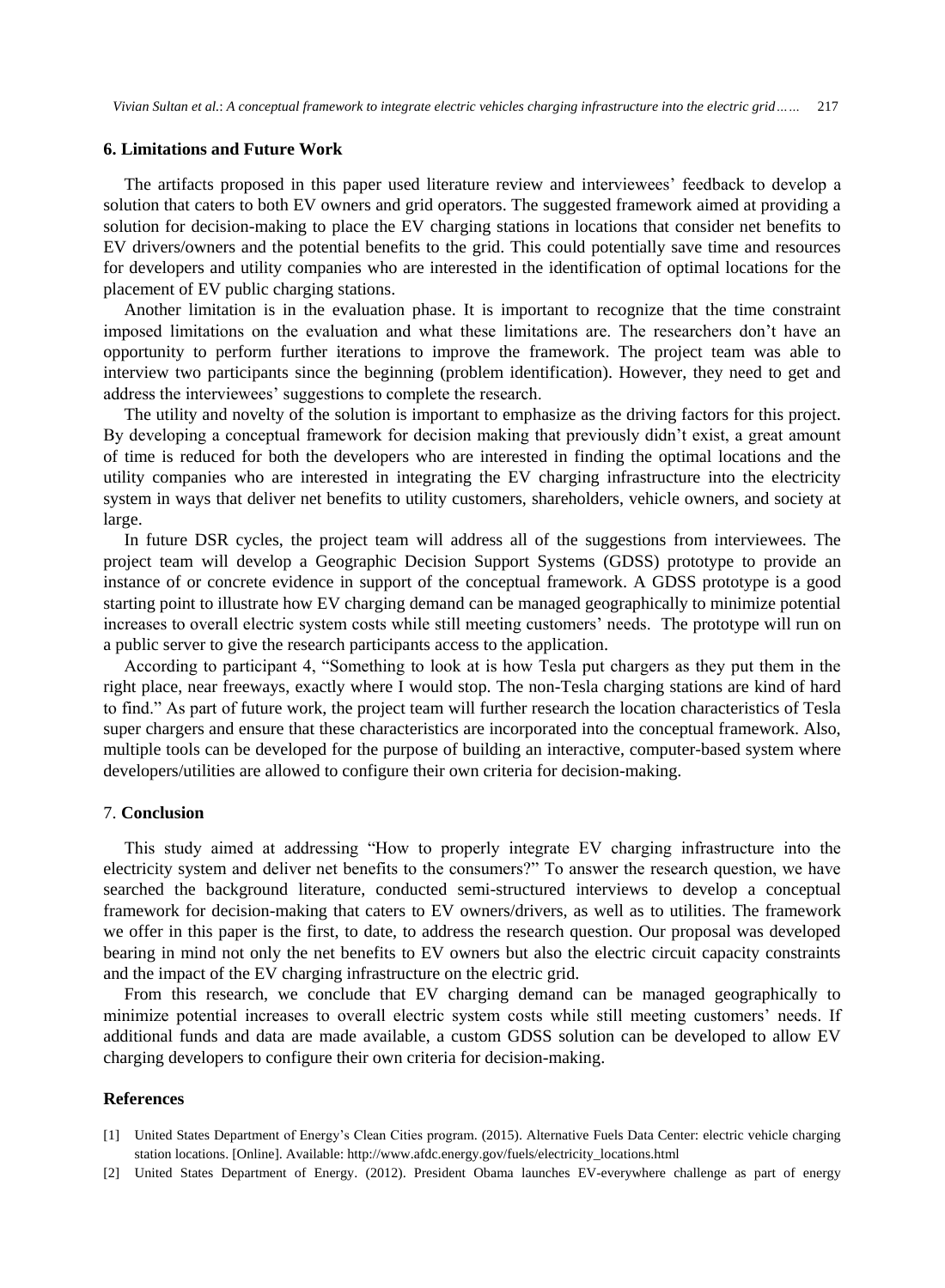## 6. Limitations and Future Work

The artifacts proposed in this paper used literature review and interviewees' feedback to develop a solution that caters to both EV owners and grid operators. The suggested framework aimed at providing a solution for decision-making to place the EV charging stations in locations that consider net benefits to EV drivers/owners and the potential benefits to the grid. This could potentially save time and resources for developers and utility companies who are interested in the identification of optimal locations for the placement of EV public charging stations.

Another limitation is in the evaluation phase. It is important to recognize that the time constraint imposed limitations on the evaluation and what these limitations are. The researchers don't have an opportunity to perform further iterations to improve the framework. The project team was able to interview two participants since the beginning (problem identification). However, they need to get and address the interviewees' suggestions to complete the research.

The utility and novelty of the solution is important to emphasize as the driving factors for this project. By developing a conceptual framework for decision making that previously didn't exist, a great amount of time is reduced for both the developers who are interested in finding the optimal locations and the utility companies who are interested in integrating the EV charging infrastructure into the electricity system in ways that deliver net benefits to utility customers, shareholders, vehicle owners, and society at large.

In future DSR cycles, the project team will address all of the suggestions from interviewees. The project team will develop a Geographic Decision Support Systems (GDSS) prototype to provide an instance of or concrete evidence in support of the conceptual framework. A GDSS prototype is a good starting point to illustrate how EV charging demand can be managed geographically to minimize potential increases to overall electric system costs while still meeting customers' needs. The prototype will run on a public server to give the research participants access to the application.

According to participant 4, "Something to look at is how Tesla put chargers as they put them in the right place, near freeways, exactly where I would stop. The non-Tesla charging stations are kind of hard to find." As part of future work, the project team will further research the location characteristics of Tesla super chargers and ensure that these characteristics are incorporated into the conceptual framework. Also, multiple tools can be developed for the purpose of building an interactive, computer-based system where developers/utilities are allowed to configure their own criteria for decision-making.

## 7. Conclusion

This study aimed at addressing "How to properly integrate EV charging infrastructure into the electricity system and deliver net benefits to the consumers?" To answer the research question, we have searched the background literature, conducted semi-structured interviews to develop a conceptual framework for decision-making that caters to EV owners/drivers, as well as to utilities. The framework we offer in this paper is the first, to date, to address the research question. Our proposal was developed bearing in mind not only the net benefits to EV owners but also the electric circuit capacity constraints and the impact of the EV charging infrastructure on the electric grid.

From this research, we conclude that EV charging demand can be managed geographically to minimize potential increases to overall electric system costs while still meeting customers' needs. If additional funds and data are made available, a custom GDSS solution can be developed to allow EV charging developers to configure their own criteria for decision-making.

## References

[1] United States Department of Energy's Clean Cities program. (2015). Alternative Fuels Data Center: electric vehicle charging station locations. [Online]. Available: http://www.afdc.energy.gov/fuels/electricity_locations.html

[2] United States Department of Energy. (2012). President Obama launches EV-everywhere challenge as part of energy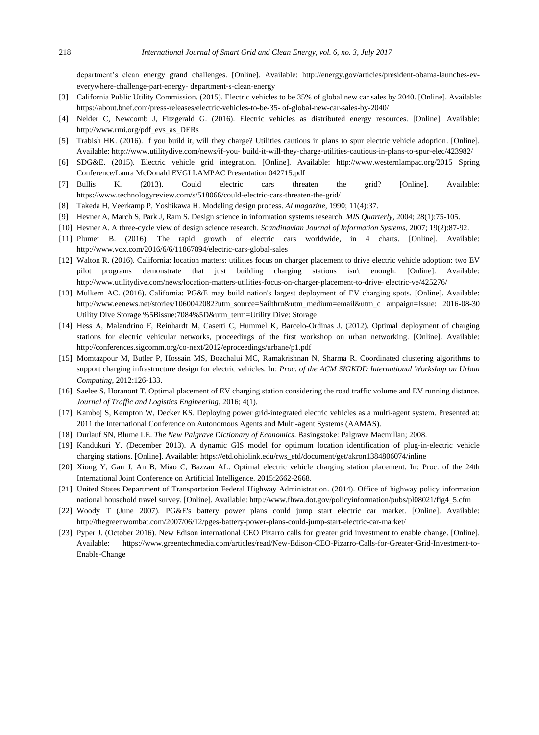department's clean energy grand challenges. [Online]. Available: http://energy.gov/articles/president-obama-launches-ev-everywhere-challenge-part-energy- department-s-clean-energy

[3] California Public Utility Commission. (2015). Electric vehicles to be 35% of global new car sales by 2040. [Online]. Available: https://about.bnef.com/press-releases/electric-vehicles-to-be-35- of-global-new-car-sales-by-2040/

[4] Nelder C, Newcomb J, Fitzgerald G. (2016). Electric vehicles as distributed energy resources. [Online]. Available: http://www.rmi.org/pdf_evs_as_DERs

[5] Trabish HK. (2016). If you build it, will they charge? Utilities cautious in plans to spur electric vehicle adoption. [Online]. Available: http://www.utilitydive.com/news/if-you- build-it-will-they-charge-utilities-cautious-in-plans-to-spur-elec/423982/

[6] SDG&E. (2015). Electric vehicle grid integration. [Online]. Available: http://www.westernlampac.org/2015 Spring Conference/Laura McDonald EVGI LAMPAC Presentation 042715.pdf

[7] Bullis K. (2013). Could electric cars threaten the grid? [Online]. Available: https://www.technologyreview.com/s/518066/could-electric-cars-threaten-the-grid/

[8] Takeda H, Veerkamp P, Yoshikawa H. Modeling design process. *AI magazine*, 1990; 11(4):37.

[9] Hevner A, March S, Park J, Ram S. Design science in information systems research. *MIS Quarterly*, 2004; 28(1):75-105.

[10] Hevner A. A three-cycle view of design science research. *Scandinavian Journal of Information Systems*, 2007; 19(2):87-92.

[11] Plumer B. (2016). The rapid growth of electric cars worldwide, in 4 charts. [Online]. Available: http://www.vox.com/2016/6/6/11867894/electric-cars-global-sales

[12] Walton R. (2016). California: location matters: utilities focus on charger placement to drive electric vehicle adoption: two EV pilot programs demonstrate that just building charging stations isn't enough. [Online]. Available: http://www.utilitydive.com/news/location-matters-utilities-focus-on-charger-placement-to-drive- electric-ve/425276/

[13] Mulkern AC. (2016). California: PG&E may build nation's largest deployment of EV charging spots. [Online]. Available: http://www.eenews.net/stories/1060042082?utm_source=Sailthru&utm_medium=email&utm_c ampaign=Issue: 2016-08-30 Utility Dive Storage %5Bissue:7084%5D&utm_term=Utility Dive: Storage

[14] Hess A, Malandrino F, Reinhardt M, Casetti C, Hummel K, Barcelo-Ordinas J. (2012). Optimal deployment of charging stations for electric vehicular networks, proceedings of the first workshop on urban networking. [Online]. Available: http://conferences.sigcomm.org/co-next/2012/eproceedings/urbane/p1.pdf

[15] Momtazpour M, Butler P, Hossain MS, Bozchalui MC, Ramakrishnan N, Sharma R. Coordinated clustering algorithms to support charging infrastructure design for electric vehicles. In: *Proc. of the ACM SIGKDD International Workshop on Urban Computing*, 2012:126-133.

[16] Saelee S, Horanont T. Optimal placement of EV charging station considering the road traffic volume and EV running distance. *Journal of Traffic and Logistics Engineering*, 2016; 4(1).

[17] Kamboj S, Kempton W, Decker KS. Deploying power grid-integrated electric vehicles as a multi-agent system. Presented at: 2011 the International Conference on Autonomous Agents and Multi-agent Systems (AAMAS).

[18] Durlauf SN, Blume LE. *The New Palgrave Dictionary of Economics*. Basingstoke: Palgrave Macmillan; 2008.

[19] Kandukuri Y. (December 2013). A dynamic GIS model for optimum location identification of plug-in-electric vehicle charging stations. [Online]. Available: https://etd.ohiolink.edu/rws_etd/document/get/akron1384806074/inline

[20] Xiong Y, Gan J, An B, Miao C, Bazzan AL. Optimal electric vehicle charging station placement. In: Proc. of the 24th International Joint Conference on Artificial Intelligence. 2015:2662-2668.

[21] United States Department of Transportation Federal Highway Administration. (2014). Office of highway policy information national household travel survey. [Online]. Available: http://www.fhwa.dot.gov/policyinformation/pubs/pl08021/fig4_5.cfm

[22] Woody T (June 2007). PG&E's battery power plans could jump start electric car market. [Online]. Available: http://thegreenwombat.com/2007/06/12/pges-battery-power-plans-could-jump-start-electric-car-market/

[23] Pyper J. (October 2016). New Edison international CEO Pizarro calls for greater grid investment to enable change. [Online]. Available: https://www.greentechmedia.com/articles/read/New-Edison-CEO-Pizarro-Calls-for-Greater-Grid-Investment-to-Enable-Change